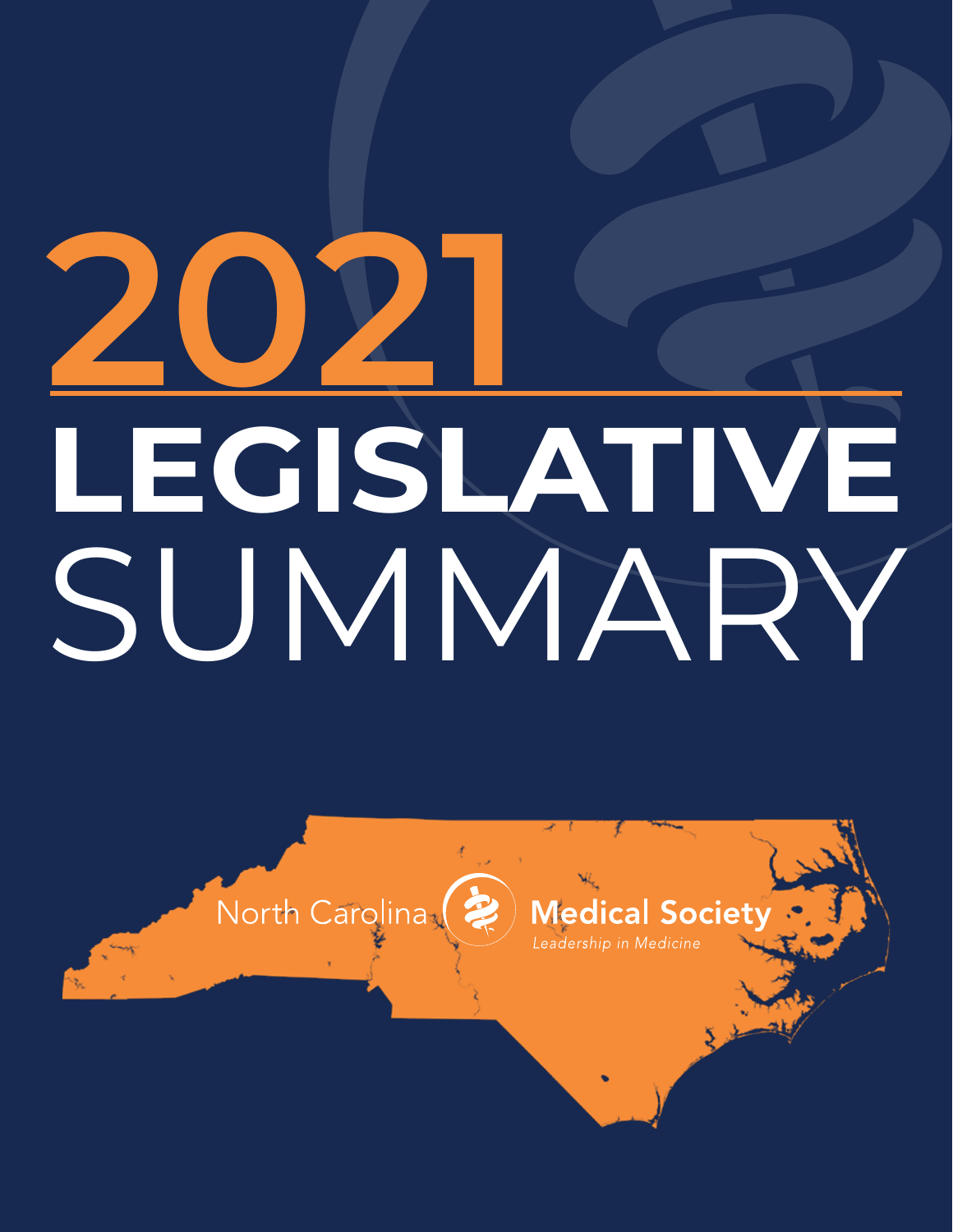# 2021 LEGISLATIVE SUMMARY

North Carolina Medical Society

*Leadership in Medicine*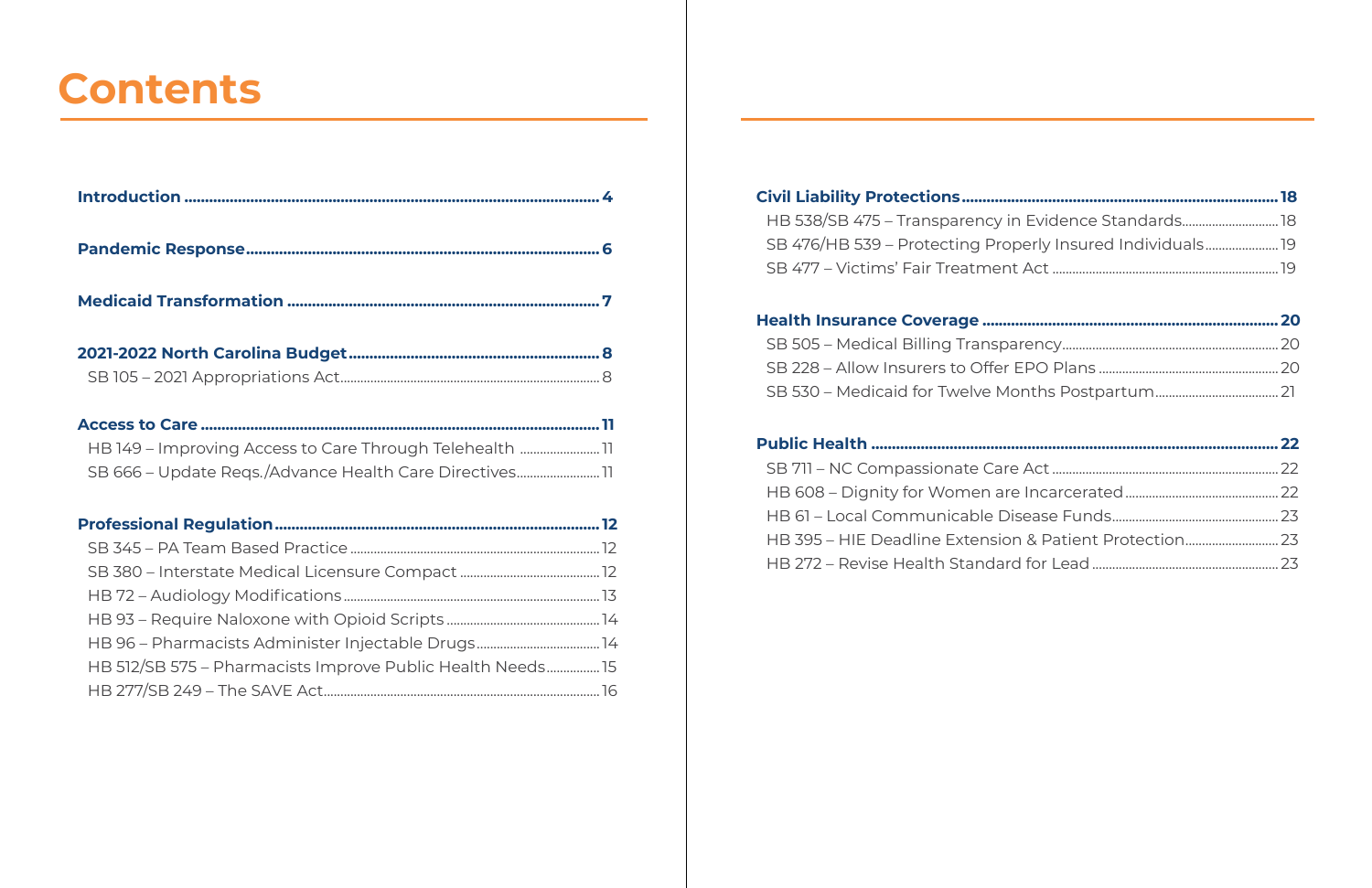# Contents

**Introduction** ... 4

**Pandemic Response** ... 6

**Medicaid Transformation** ... 7

**2021-2022 North Carolina Budget** ... 8
- SB 105 – 2021 Appropriations Act ... 8

**Access to Care** ... 11
- HB 149 – Improving Access to Care Through Telehealth ... 11
- SB 666 – Update Reqs./Advance Health Care Directives ... 11

**Professional Regulation** ... 12
- SB 345 – PA Team Based Practice ... 12
- SB 380 – Interstate Medical Licensure Compact ... 12
- HB 72 – Audiology Modifications ... 13
- HB 93 – Require Naloxone with Opioid Scripts ... 14
- HB 96 – Pharmacists Administer Injectable Drugs ... 14
- HB 512/SB 575 – Pharmacists Improve Public Health Needs ... 15
- HB 277/SB 249 – The SAVE Act ... 16

**Civil Liability Protections** ... 18
- HB 538/SB 475 – Transparency in Evidence Standards ... 18
- SB 476/HB 539 – Protecting Properly Insured Individuals ... 19
- SB 477 – Victims' Fair Treatment Act ... 19

**Health Insurance Coverage** ... 20
- SB 505 – Medical Billing Transparency ... 20
- SB 228 – Allow Insurers to Offer EPO Plans ... 20
- SB 530 – Medicaid for Twelve Months Postpartum ... 21

**Public Health** ... 22
- SB 711 – NC Compassionate Care Act ... 22
- HB 608 – Dignity for Women are Incarcerated ... 22
- HB 61 – Local Communicable Disease Funds ... 23
- HB 395 – HIE Deadline Extension & Patient Protection ... 23
- HB 272 – Revise Health Standard for Lead ... 23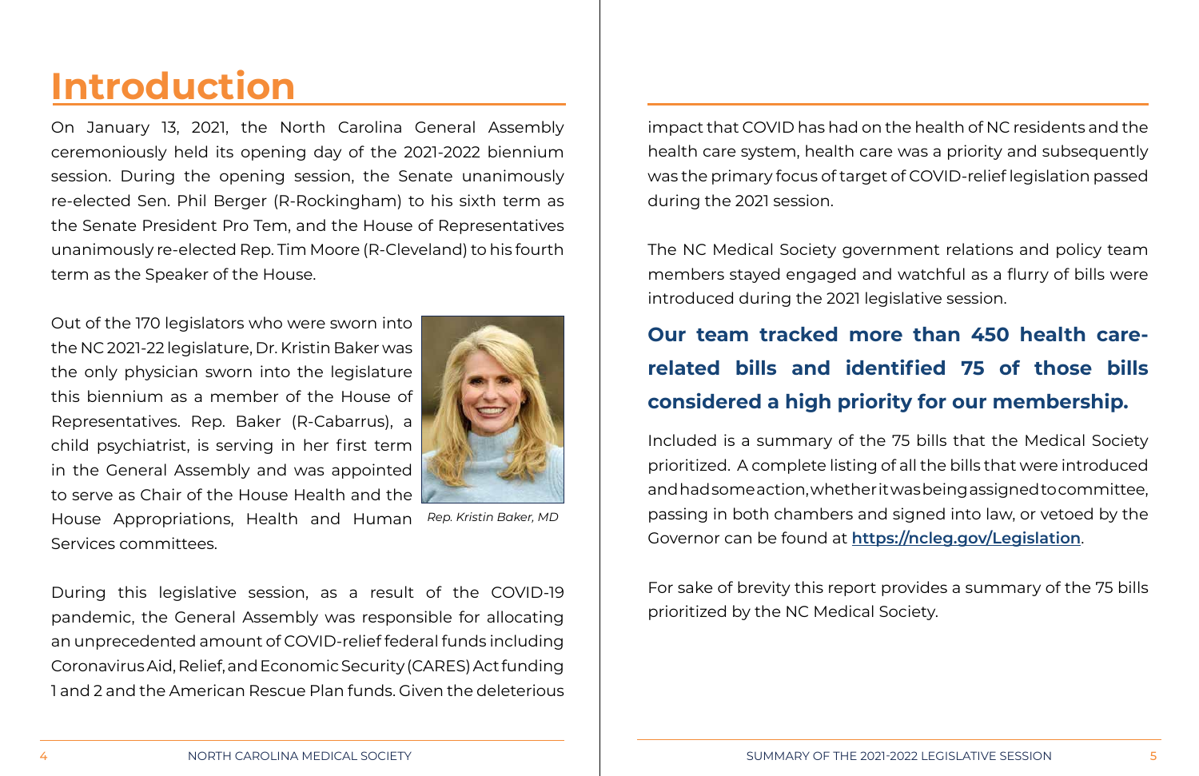# Introduction

On January 13, 2021, the North Carolina General Assembly ceremoniously held its opening day of the 2021-2022 biennium session. During the opening session, the Senate unanimously re-elected Sen. Phil Berger (R-Rockingham) to his sixth term as the Senate President Pro Tem, and the House of Representatives unanimously re-elected Rep. Tim Moore (R-Cleveland) to his fourth term as the Speaker of the House.

Out of the 170 legislators who were sworn into the NC 2021-22 legislature, Dr. Kristin Baker was the only physician sworn into the legislature this biennium as a member of the House of Representatives. Rep. Baker (R-Cabarrus), a child psychiatrist, is serving in her first term in the General Assembly and was appointed to serve as Chair of the House Health and the House Appropriations, Health and Human Services committees.

*Rep. Kristin Baker, MD*

During this legislative session, as a result of the COVID-19 pandemic, the General Assembly was responsible for allocating an unprecedented amount of COVID-relief federal funds including Coronavirus Aid, Relief, and Economic Security (CARES) Act funding 1 and 2 and the American Rescue Plan funds. Given the deleterious impact that COVID has had on the health of NC residents and the health care system, health care was a priority and subsequently was the primary focus of target of COVID-relief legislation passed during the 2021 session.

The NC Medical Society government relations and policy team members stayed engaged and watchful as a flurry of bills were introduced during the 2021 legislative session.

**Our team tracked more than 450 health care-related bills and identified 75 of those bills considered a high priority for our membership.**

Included is a summary of the 75 bills that the Medical Society prioritized. A complete listing of all the bills that were introduced and had some action, whether it was being assigned to committee, passing in both chambers and signed into law, or vetoed by the Governor can be found at **https://ncleg.gov/Legislation**.

For sake of brevity this report provides a summary of the 75 bills prioritized by the NC Medical Society.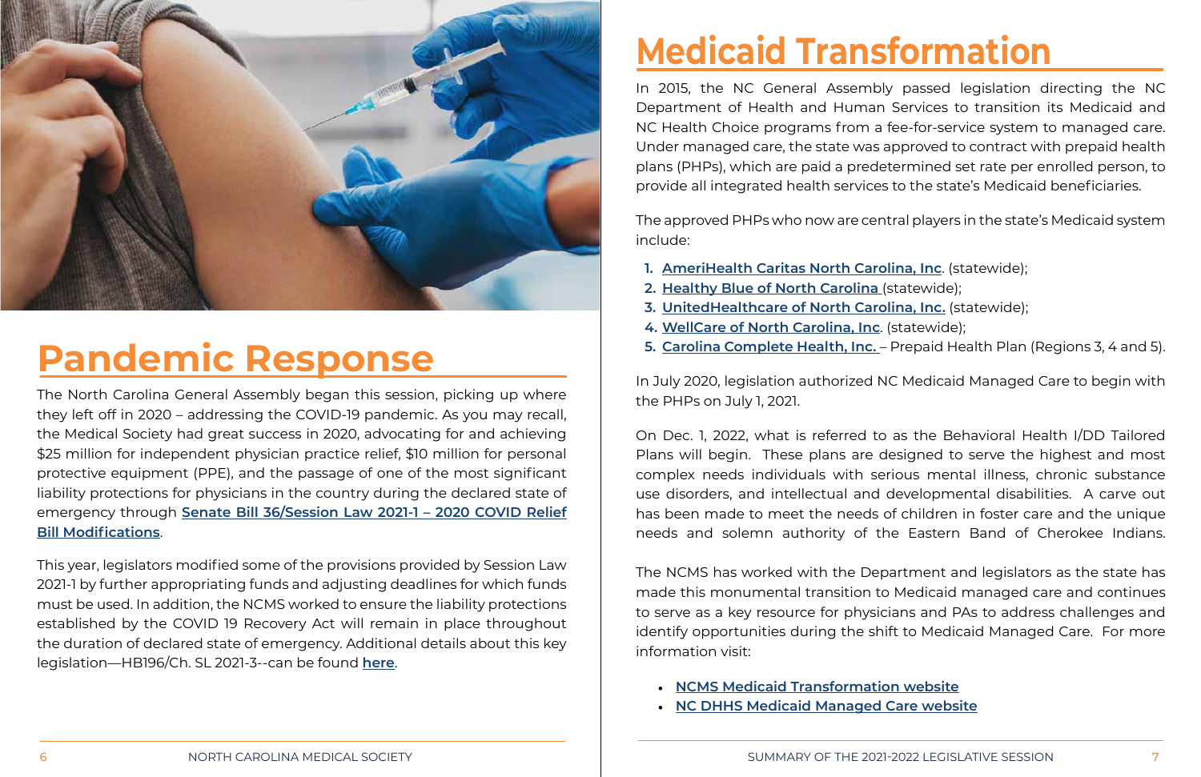# Pandemic Response

The North Carolina General Assembly began this session, picking up where they left off in 2020 – addressing the COVID-19 pandemic. As you may recall, the Medical Society had great success in 2020, advocating for and achieving $25 million for independent physician practice relief, $10 million for personal protective equipment (PPE), and the passage of one of the most significant liability protections for physicians in the country during the declared state of emergency through **Senate Bill 36/Session Law 2021-1 – 2020 COVID Relief Bill Modifications**.

This year, legislators modified some of the provisions provided by Session Law 2021-1 by further appropriating funds and adjusting deadlines for which funds must be used. In addition, the NCMS worked to ensure the liability protections established by the COVID 19 Recovery Act will remain in place throughout the duration of declared state of emergency. Additional details about this key legislation—HB196/Ch. SL 2021-3--can be found **here**.

# Medicaid Transformation

In 2015, the NC General Assembly passed legislation directing the NC Department of Health and Human Services to transition its Medicaid and NC Health Choice programs from a fee-for-service system to managed care. Under managed care, the state was approved to contract with prepaid health plans (PHPs), which are paid a predetermined set rate per enrolled person, to provide all integrated health services to the state's Medicaid beneficiaries.

The approved PHPs who now are central players in the state's Medicaid system include:

1. **AmeriHealth Caritas North Carolina, Inc**. (statewide);
2. **Healthy Blue of North Carolina** (statewide);
3. **UnitedHealthcare of North Carolina, Inc.** (statewide);
4. **WellCare of North Carolina, Inc**. (statewide);
5. **Carolina Complete Health, Inc.** – Prepaid Health Plan (Regions 3, 4 and 5).

In July 2020, legislation authorized NC Medicaid Managed Care to begin with the PHPs on July 1, 2021.

On Dec. 1, 2022, what is referred to as the Behavioral Health I/DD Tailored Plans will begin. These plans are designed to serve the highest and most complex needs individuals with serious mental illness, chronic substance use disorders, and intellectual and developmental disabilities. A carve out has been made to meet the needs of children in foster care and the unique needs and solemn authority of the Eastern Band of Cherokee Indians.

The NCMS has worked with the Department and legislators as the state has made this monumental transition to Medicaid managed care and continues to serve as a key resource for physicians and PAs to address challenges and identify opportunities during the shift to Medicaid Managed Care. For more information visit:

- **NCMS Medicaid Transformation website**
- **NC DHHS Medicaid Managed Care website**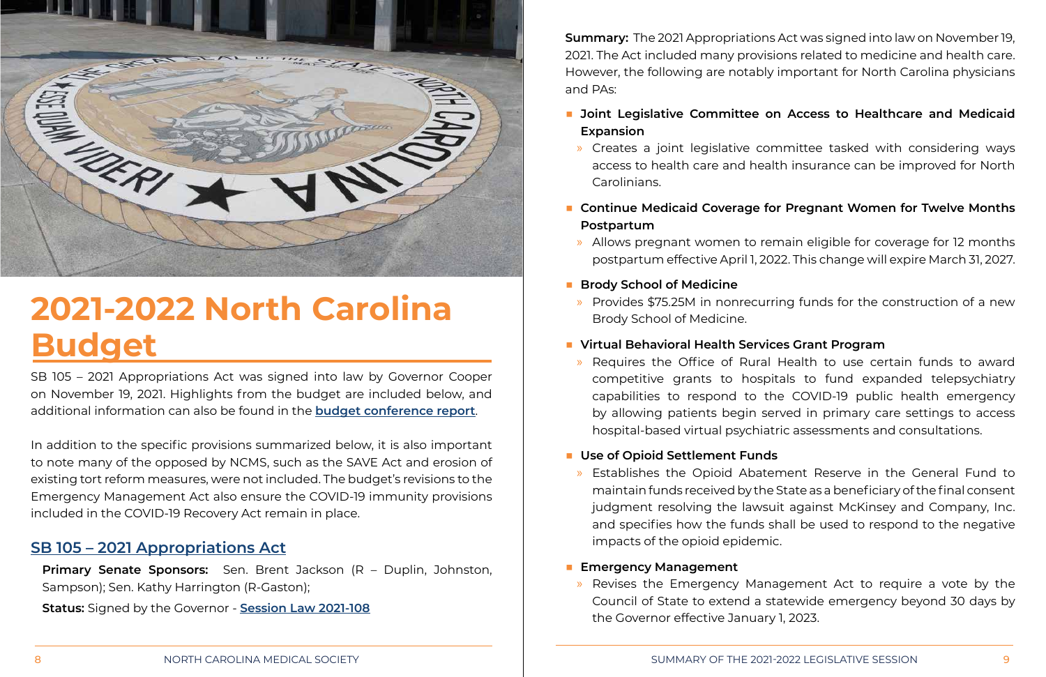# 2021-2022 North Carolina Budget

SB 105 – 2021 Appropriations Act was signed into law by Governor Cooper on November 19, 2021. Highlights from the budget are included below, and additional information can also be found in the **budget conference report**.

In addition to the specific provisions summarized below, it is also important to note many of the opposed by NCMS, such as the SAVE Act and erosion of existing tort reform measures, were not included. The budget's revisions to the Emergency Management Act also ensure the COVID-19 immunity provisions included in the COVID-19 Recovery Act remain in place.

## SB 105 – 2021 Appropriations Act

**Primary Senate Sponsors:** Sen. Brent Jackson (R – Duplin, Johnston, Sampson); Sen. Kathy Harrington (R-Gaston);

**Status:** Signed by the Governor - **Session Law 2021-108**

**Summary:** The 2021 Appropriations Act was signed into law on November 19, 2021. The Act included many provisions related to medicine and health care. However, the following are notably important for North Carolina physicians and PAs:

- **Joint Legislative Committee on Access to Healthcare and Medicaid Expansion**
  - Creates a joint legislative committee tasked with considering ways access to health care and health insurance can be improved for North Carolinians.
- **Continue Medicaid Coverage for Pregnant Women for Twelve Months Postpartum**
  - Allows pregnant women to remain eligible for coverage for 12 months postpartum effective April 1, 2022. This change will expire March 31, 2027.
- **Brody School of Medicine**
  - Provides $75.25M in nonrecurring funds for the construction of a new Brody School of Medicine.
- **Virtual Behavioral Health Services Grant Program**
  - Requires the Office of Rural Health to use certain funds to award competitive grants to hospitals to fund expanded telepsychiatry capabilities to respond to the COVID-19 public health emergency by allowing patients begin served in primary care settings to access hospital-based virtual psychiatric assessments and consultations.
- **Use of Opioid Settlement Funds**
  - Establishes the Opioid Abatement Reserve in the General Fund to maintain funds received by the State as a beneficiary of the final consent judgment resolving the lawsuit against McKinsey and Company, Inc. and specifies how the funds shall be used to respond to the negative impacts of the opioid epidemic.
- **Emergency Management**
  - Revises the Emergency Management Act to require a vote by the Council of State to extend a statewide emergency beyond 30 days by the Governor effective January 1, 2023.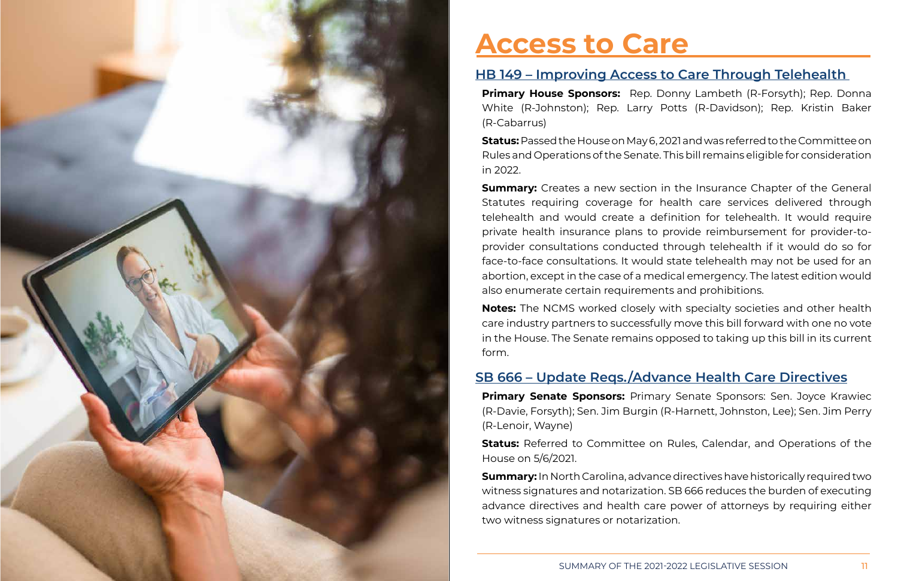# Access to Care

## HB 149 – Improving Access to Care Through Telehealth

**Primary House Sponsors:** Rep. Donny Lambeth (R-Forsyth); Rep. Donna White (R-Johnston); Rep. Larry Potts (R-Davidson); Rep. Kristin Baker (R-Cabarrus)

**Status:** Passed the House on May 6, 2021 and was referred to the Committee on Rules and Operations of the Senate. This bill remains eligible for consideration in 2022.

**Summary:** Creates a new section in the Insurance Chapter of the General Statutes requiring coverage for health care services delivered through telehealth and would create a definition for telehealth. It would require private health insurance plans to provide reimbursement for provider-to-provider consultations conducted through telehealth if it would do so for face-to-face consultations. It would state telehealth may not be used for an abortion, except in the case of a medical emergency. The latest edition would also enumerate certain requirements and prohibitions.

**Notes:** The NCMS worked closely with specialty societies and other health care industry partners to successfully move this bill forward with one no vote in the House. The Senate remains opposed to taking up this bill in its current form.

## SB 666 – Update Reqs./Advance Health Care Directives

**Primary Senate Sponsors:** Primary Senate Sponsors: Sen. Joyce Krawiec (R-Davie, Forsyth); Sen. Jim Burgin (R-Harnett, Johnston, Lee); Sen. Jim Perry (R-Lenoir, Wayne)

**Status:** Referred to Committee on Rules, Calendar, and Operations of the House on 5/6/2021.

**Summary:** In North Carolina, advance directives have historically required two witness signatures and notarization. SB 666 reduces the burden of executing advance directives and health care power of attorneys by requiring either two witness signatures or notarization.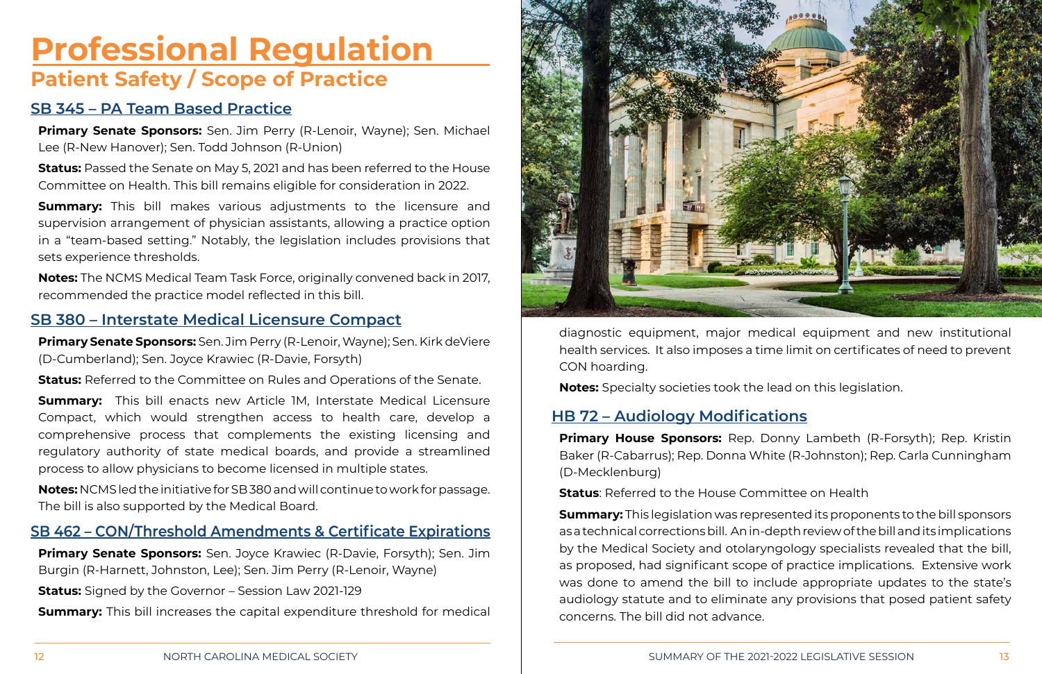# Professional Regulation

## Patient Safety / Scope of Practice

### SB 345 – PA Team Based Practice

**Primary Senate Sponsors:** Sen. Jim Perry (R-Lenoir, Wayne); Sen. Michael Lee (R-New Hanover); Sen. Todd Johnson (R-Union)

**Status:** Passed the Senate on May 5, 2021 and has been referred to the House Committee on Health. This bill remains eligible for consideration in 2022.

**Summary:** This bill makes various adjustments to the licensure and supervision arrangement of physician assistants, allowing a practice option in a "team-based setting." Notably, the legislation includes provisions that sets experience thresholds.

**Notes:** The NCMS Medical Team Task Force, originally convened back in 2017, recommended the practice model reflected in this bill.

### SB 380 – Interstate Medical Licensure Compact

**Primary Senate Sponsors:** Sen. Jim Perry (R-Lenoir, Wayne); Sen. Kirk deViere (D-Cumberland); Sen. Joyce Krawiec (R-Davie, Forsyth)

**Status:** Referred to the Committee on Rules and Operations of the Senate.

**Summary:** This bill enacts new Article 1M, Interstate Medical Licensure Compact, which would strengthen access to health care, develop a comprehensive process that complements the existing licensing and regulatory authority of state medical boards, and provide a streamlined process to allow physicians to become licensed in multiple states.

**Notes:** NCMS led the initiative for SB 380 and will continue to work for passage. The bill is also supported by the Medical Board.

### SB 462 – CON/Threshold Amendments & Certificate Expirations

**Primary Senate Sponsors:** Sen. Joyce Krawiec (R-Davie, Forsyth); Sen. Jim Burgin (R-Harnett, Johnston, Lee); Sen. Jim Perry (R-Lenoir, Wayne)

**Status:** Signed by the Governor – Session Law 2021-129

**Summary:** This bill increases the capital expenditure threshold for medical diagnostic equipment, major medical equipment and new institutional health services. It also imposes a time limit on certificates of need to prevent CON hoarding.

**Notes:** Specialty societies took the lead on this legislation.

### HB 72 – Audiology Modifications

**Primary House Sponsors:** Rep. Donny Lambeth (R-Forsyth); Rep. Kristin Baker (R-Cabarrus); Rep. Donna White (R-Johnston); Rep. Carla Cunningham (D-Mecklenburg)

**Status**: Referred to the House Committee on Health

**Summary:** This legislation was represented its proponents to the bill sponsors as a technical corrections bill. An in-depth review of the bill and its implications by the Medical Society and otolaryngology specialists revealed that the bill, as proposed, had significant scope of practice implications. Extensive work was done to amend the bill to include appropriate updates to the state's audiology statute and to eliminate any provisions that posed patient safety concerns. The bill did not advance.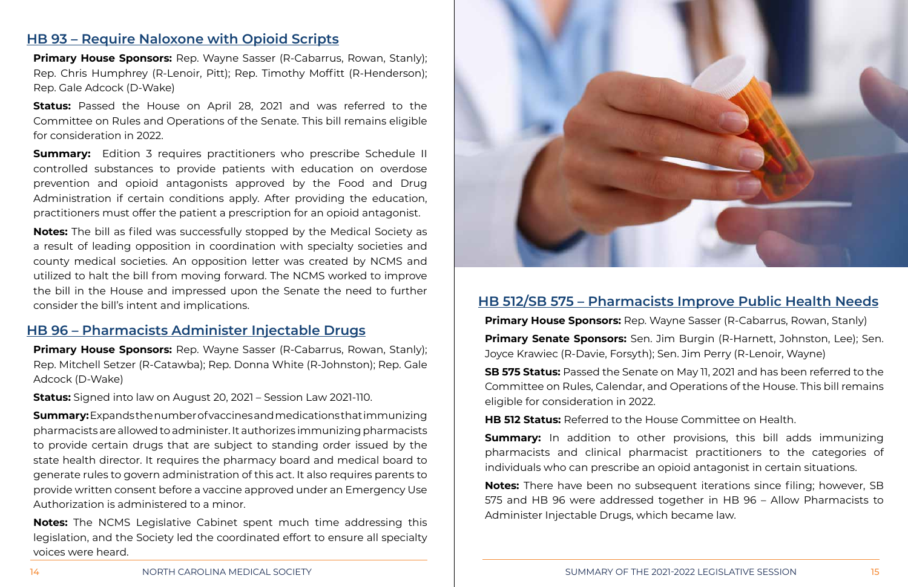## HB 93 – Require Naloxone with Opioid Scripts

**Primary House Sponsors:** Rep. Wayne Sasser (R-Cabarrus, Rowan, Stanly); Rep. Chris Humphrey (R-Lenoir, Pitt); Rep. Timothy Moffitt (R-Henderson); Rep. Gale Adcock (D-Wake)

**Status:** Passed the House on April 28, 2021 and was referred to the Committee on Rules and Operations of the Senate. This bill remains eligible for consideration in 2022.

**Summary:** Edition 3 requires practitioners who prescribe Schedule II controlled substances to provide patients with education on overdose prevention and opioid antagonists approved by the Food and Drug Administration if certain conditions apply. After providing the education, practitioners must offer the patient a prescription for an opioid antagonist.

**Notes:** The bill as filed was successfully stopped by the Medical Society as a result of leading opposition in coordination with specialty societies and county medical societies. An opposition letter was created by NCMS and utilized to halt the bill from moving forward. The NCMS worked to improve the bill in the House and impressed upon the Senate the need to further consider the bill's intent and implications.

## HB 96 – Pharmacists Administer Injectable Drugs

**Primary House Sponsors:** Rep. Wayne Sasser (R-Cabarrus, Rowan, Stanly); Rep. Mitchell Setzer (R-Catawba); Rep. Donna White (R-Johnston); Rep. Gale Adcock (D-Wake)

**Status:** Signed into law on August 20, 2021 – Session Law 2021-110.

**Summary:** Expands the number of vaccines and medications that immunizing pharmacists are allowed to administer. It authorizes immunizing pharmacists to provide certain drugs that are subject to standing order issued by the state health director. It requires the pharmacy board and medical board to generate rules to govern administration of this act. It also requires parents to provide written consent before a vaccine approved under an Emergency Use Authorization is administered to a minor.

**Notes:** The NCMS Legislative Cabinet spent much time addressing this legislation, and the Society led the coordinated effort to ensure all specialty voices were heard.

## HB 512/SB 575 – Pharmacists Improve Public Health Needs

**Primary House Sponsors:** Rep. Wayne Sasser (R-Cabarrus, Rowan, Stanly)

**Primary Senate Sponsors:** Sen. Jim Burgin (R-Harnett, Johnston, Lee); Sen. Joyce Krawiec (R-Davie, Forsyth); Sen. Jim Perry (R-Lenoir, Wayne)

**SB 575 Status:** Passed the Senate on May 11, 2021 and has been referred to the Committee on Rules, Calendar, and Operations of the House. This bill remains eligible for consideration in 2022.

**HB 512 Status:** Referred to the House Committee on Health.

**Summary:** In addition to other provisions, this bill adds immunizing pharmacists and clinical pharmacist practitioners to the categories of individuals who can prescribe an opioid antagonist in certain situations.

**Notes:** There have been no subsequent iterations since filing; however, SB 575 and HB 96 were addressed together in HB 96 – Allow Pharmacists to Administer Injectable Drugs, which became law.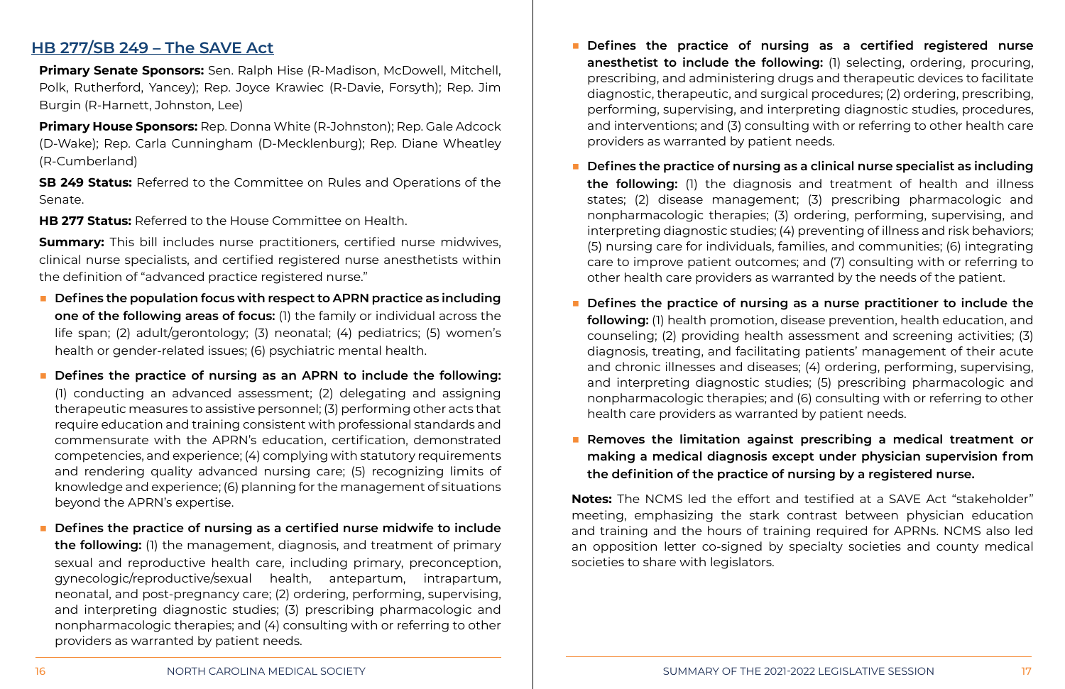## HB 277/SB 249 – The SAVE Act

**Primary Senate Sponsors:** Sen. Ralph Hise (R-Madison, McDowell, Mitchell, Polk, Rutherford, Yancey); Rep. Joyce Krawiec (R-Davie, Forsyth); Rep. Jim Burgin (R-Harnett, Johnston, Lee)

**Primary House Sponsors:** Rep. Donna White (R-Johnston); Rep. Gale Adcock (D-Wake); Rep. Carla Cunningham (D-Mecklenburg); Rep. Diane Wheatley (R-Cumberland)

**SB 249 Status:** Referred to the Committee on Rules and Operations of the Senate.

**HB 277 Status:** Referred to the House Committee on Health.

**Summary:** This bill includes nurse practitioners, certified nurse midwives, clinical nurse specialists, and certified registered nurse anesthetists within the definition of "advanced practice registered nurse."

- **Defines the population focus with respect to APRN practice as including one of the following areas of focus:** (1) the family or individual across the life span; (2) adult/gerontology; (3) neonatal; (4) pediatrics; (5) women's health or gender-related issues; (6) psychiatric mental health.
- **Defines the practice of nursing as an APRN to include the following:** (1) conducting an advanced assessment; (2) delegating and assigning therapeutic measures to assistive personnel; (3) performing other acts that require education and training consistent with professional standards and commensurate with the APRN's education, certification, demonstrated competencies, and experience; (4) complying with statutory requirements and rendering quality advanced nursing care; (5) recognizing limits of knowledge and experience; (6) planning for the management of situations beyond the APRN's expertise.
- **Defines the practice of nursing as a certified nurse midwife to include the following:** (1) the management, diagnosis, and treatment of primary sexual and reproductive health care, including primary, preconception, gynecologic/reproductive/sexual health, antepartum, intrapartum, neonatal, and post-pregnancy care; (2) ordering, performing, supervising, and interpreting diagnostic studies; (3) prescribing pharmacologic and nonpharmacologic therapies; and (4) consulting with or referring to other providers as warranted by patient needs.
- **Defines the practice of nursing as a certified registered nurse anesthetist to include the following:** (1) selecting, ordering, procuring, prescribing, and administering drugs and therapeutic devices to facilitate diagnostic, therapeutic, and surgical procedures; (2) ordering, prescribing, performing, supervising, and interpreting diagnostic studies, procedures, and interventions; and (3) consulting with or referring to other health care providers as warranted by patient needs.
- **Defines the practice of nursing as a clinical nurse specialist as including the following:** (1) the diagnosis and treatment of health and illness states; (2) disease management; (3) prescribing pharmacologic and nonpharmacologic therapies; (3) ordering, performing, supervising, and interpreting diagnostic studies; (4) preventing of illness and risk behaviors; (5) nursing care for individuals, families, and communities; (6) integrating care to improve patient outcomes; and (7) consulting with or referring to other health care providers as warranted by the needs of the patient.
- **Defines the practice of nursing as a nurse practitioner to include the following:** (1) health promotion, disease prevention, health education, and counseling; (2) providing health assessment and screening activities; (3) diagnosis, treating, and facilitating patients' management of their acute and chronic illnesses and diseases; (4) ordering, performing, supervising, and interpreting diagnostic studies; (5) prescribing pharmacologic and nonpharmacologic therapies; and (6) consulting with or referring to other health care providers as warranted by patient needs.
- **Removes the limitation against prescribing a medical treatment or making a medical diagnosis except under physician supervision from the definition of the practice of nursing by a registered nurse.**

**Notes:** The NCMS led the effort and testified at a SAVE Act "stakeholder" meeting, emphasizing the stark contrast between physician education and training and the hours of training required for APRNs. NCMS also led an opposition letter co-signed by specialty societies and county medical societies to share with legislators.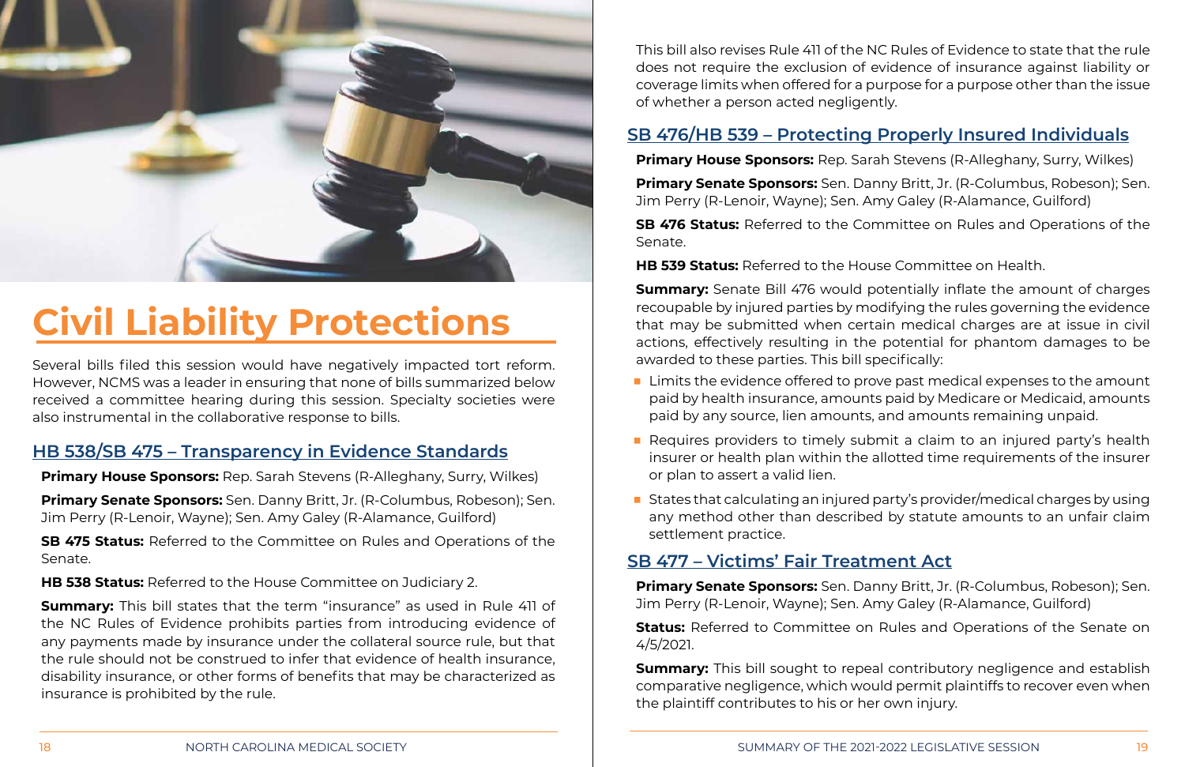# Civil Liability Protections

Several bills filed this session would have negatively impacted tort reform. However, NCMS was a leader in ensuring that none of bills summarized below received a committee hearing during this session. Specialty societies were also instrumental in the collaborative response to bills.

## HB 538/SB 475 – Transparency in Evidence Standards

**Primary House Sponsors:** Rep. Sarah Stevens (R-Alleghany, Surry, Wilkes)

**Primary Senate Sponsors:** Sen. Danny Britt, Jr. (R-Columbus, Robeson); Sen. Jim Perry (R-Lenoir, Wayne); Sen. Amy Galey (R-Alamance, Guilford)

**SB 475 Status:** Referred to the Committee on Rules and Operations of the Senate.

**HB 538 Status:** Referred to the House Committee on Judiciary 2.

**Summary:** This bill states that the term "insurance" as used in Rule 411 of the NC Rules of Evidence prohibits parties from introducing evidence of any payments made by insurance under the collateral source rule, but that the rule should not be construed to infer that evidence of health insurance, disability insurance, or other forms of benefits that may be characterized as insurance is prohibited by the rule.

This bill also revises Rule 411 of the NC Rules of Evidence to state that the rule does not require the exclusion of evidence of insurance against liability or coverage limits when offered for a purpose for a purpose other than the issue of whether a person acted negligently.

## SB 476/HB 539 – Protecting Properly Insured Individuals

**Primary House Sponsors:** Rep. Sarah Stevens (R-Alleghany, Surry, Wilkes)

**Primary Senate Sponsors:** Sen. Danny Britt, Jr. (R-Columbus, Robeson); Sen. Jim Perry (R-Lenoir, Wayne); Sen. Amy Galey (R-Alamance, Guilford)

**SB 476 Status:** Referred to the Committee on Rules and Operations of the Senate.

**HB 539 Status:** Referred to the House Committee on Health.

**Summary:** Senate Bill 476 would potentially inflate the amount of charges recoupable by injured parties by modifying the rules governing the evidence that may be submitted when certain medical charges are at issue in civil actions, effectively resulting in the potential for phantom damages to be awarded to these parties. This bill specifically:

- Limits the evidence offered to prove past medical expenses to the amount paid by health insurance, amounts paid by Medicare or Medicaid, amounts paid by any source, lien amounts, and amounts remaining unpaid.
- Requires providers to timely submit a claim to an injured party's health insurer or health plan within the allotted time requirements of the insurer or plan to assert a valid lien.
- States that calculating an injured party's provider/medical charges by using any method other than described by statute amounts to an unfair claim settlement practice.

## SB 477 – Victims' Fair Treatment Act

**Primary Senate Sponsors:** Sen. Danny Britt, Jr. (R-Columbus, Robeson); Sen. Jim Perry (R-Lenoir, Wayne); Sen. Amy Galey (R-Alamance, Guilford)

**Status:** Referred to Committee on Rules and Operations of the Senate on 4/5/2021.

**Summary:** This bill sought to repeal contributory negligence and establish comparative negligence, which would permit plaintiffs to recover even when the plaintiff contributes to his or her own injury.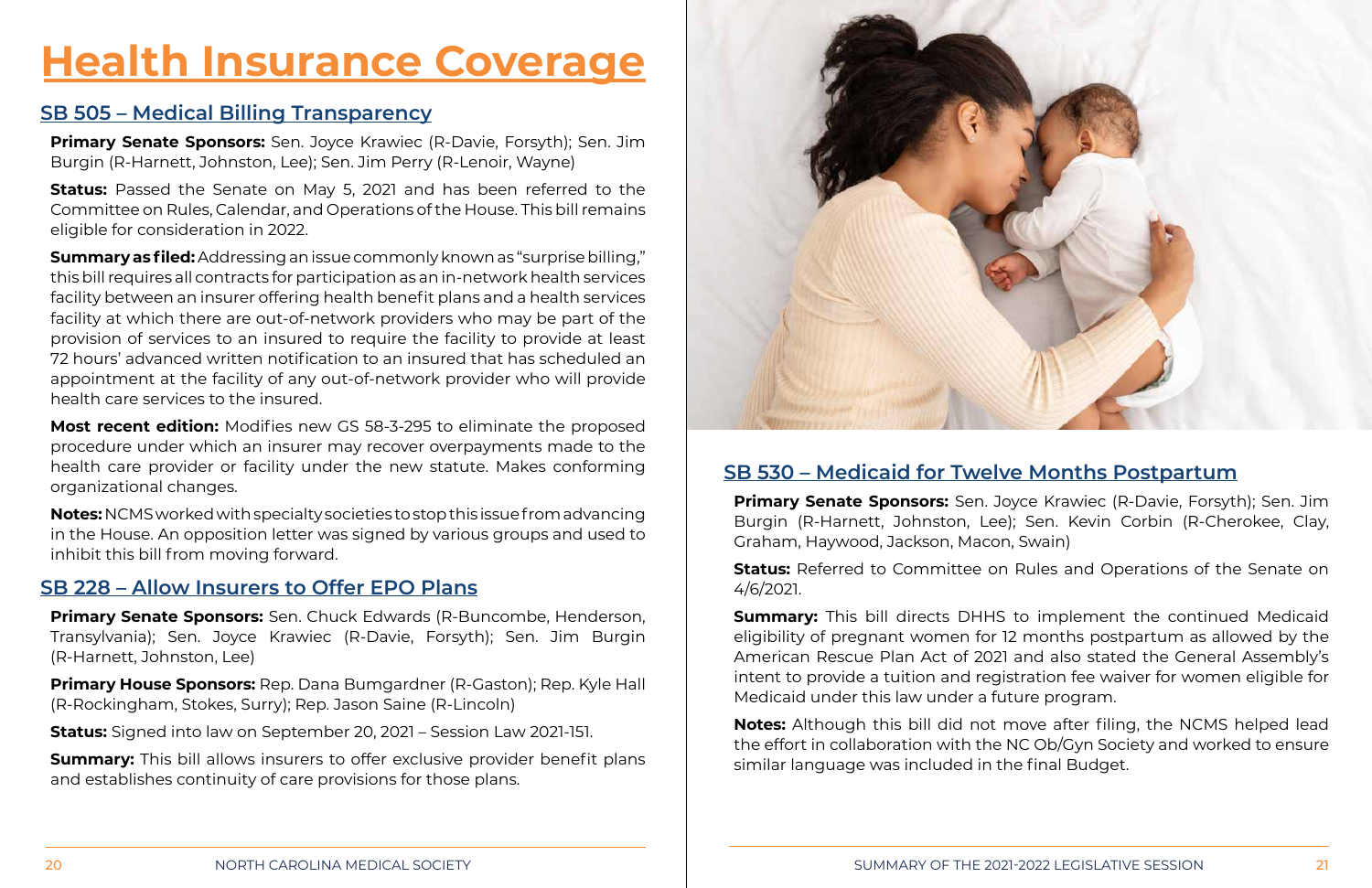# Health Insurance Coverage

## SB 505 – Medical Billing Transparency

**Primary Senate Sponsors:** Sen. Joyce Krawiec (R-Davie, Forsyth); Sen. Jim Burgin (R-Harnett, Johnston, Lee); Sen. Jim Perry (R-Lenoir, Wayne)

**Status:** Passed the Senate on May 5, 2021 and has been referred to the Committee on Rules, Calendar, and Operations of the House. This bill remains eligible for consideration in 2022.

**Summary as filed:** Addressing an issue commonly known as "surprise billing," this bill requires all contracts for participation as an in-network health services facility between an insurer offering health benefit plans and a health services facility at which there are out-of-network providers who may be part of the provision of services to an insured to require the facility to provide at least 72 hours' advanced written notification to an insured that has scheduled an appointment at the facility of any out-of-network provider who will provide health care services to the insured.

**Most recent edition:** Modifies new GS 58-3-295 to eliminate the proposed procedure under which an insurer may recover overpayments made to the health care provider or facility under the new statute. Makes conforming organizational changes.

**Notes:** NCMS worked with specialty societies to stop this issue from advancing in the House. An opposition letter was signed by various groups and used to inhibit this bill from moving forward.

## SB 228 – Allow Insurers to Offer EPO Plans

**Primary Senate Sponsors:** Sen. Chuck Edwards (R-Buncombe, Henderson, Transylvania); Sen. Joyce Krawiec (R-Davie, Forsyth); Sen. Jim Burgin (R-Harnett, Johnston, Lee)

**Primary House Sponsors:** Rep. Dana Bumgardner (R-Gaston); Rep. Kyle Hall (R-Rockingham, Stokes, Surry); Rep. Jason Saine (R-Lincoln)

**Status:** Signed into law on September 20, 2021 – Session Law 2021-151.

**Summary:** This bill allows insurers to offer exclusive provider benefit plans and establishes continuity of care provisions for those plans.

## SB 530 – Medicaid for Twelve Months Postpartum

**Primary Senate Sponsors:** Sen. Joyce Krawiec (R-Davie, Forsyth); Sen. Jim Burgin (R-Harnett, Johnston, Lee); Sen. Kevin Corbin (R-Cherokee, Clay, Graham, Haywood, Jackson, Macon, Swain)

**Status:** Referred to Committee on Rules and Operations of the Senate on 4/6/2021.

**Summary:** This bill directs DHHS to implement the continued Medicaid eligibility of pregnant women for 12 months postpartum as allowed by the American Rescue Plan Act of 2021 and also stated the General Assembly's intent to provide a tuition and registration fee waiver for women eligible for Medicaid under this law under a future program.

**Notes:** Although this bill did not move after filing, the NCMS helped lead the effort in collaboration with the NC Ob/Gyn Society and worked to ensure similar language was included in the final Budget.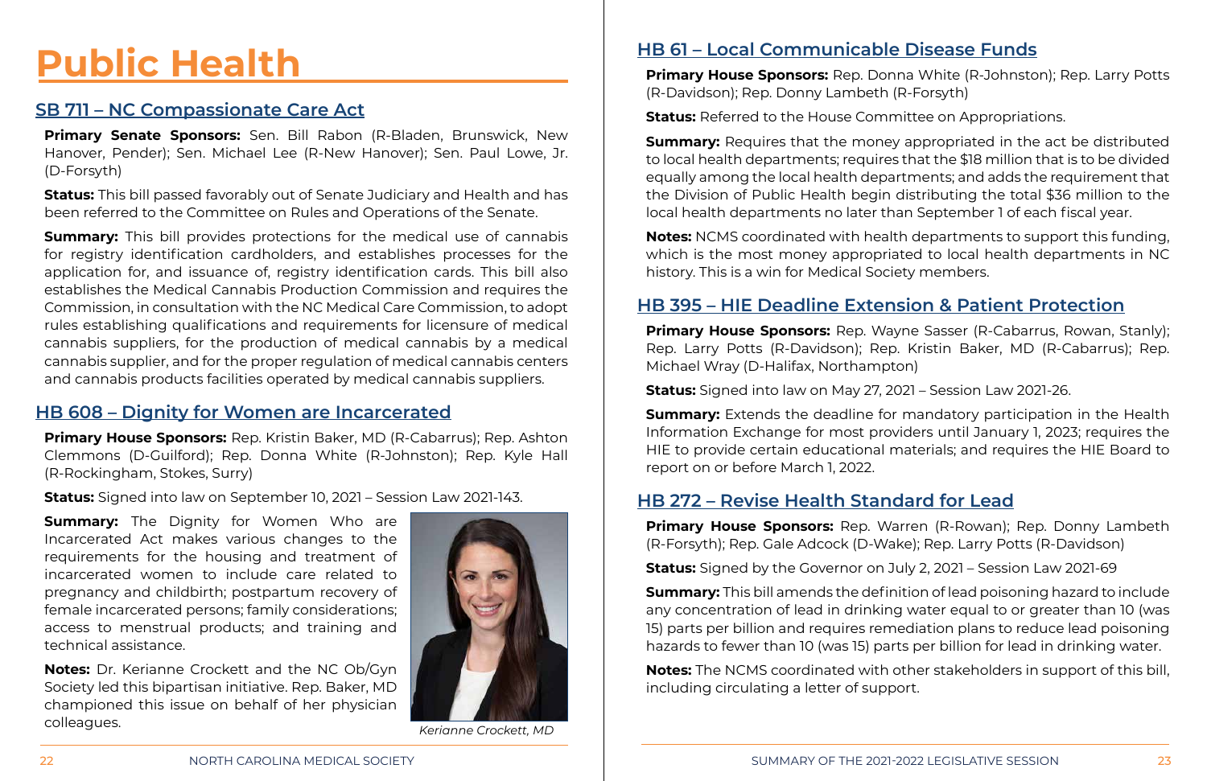# Public Health

## SB 711 – NC Compassionate Care Act

**Primary Senate Sponsors:** Sen. Bill Rabon (R-Bladen, Brunswick, New Hanover, Pender); Sen. Michael Lee (R-New Hanover); Sen. Paul Lowe, Jr. (D-Forsyth)

**Status:** This bill passed favorably out of Senate Judiciary and Health and has been referred to the Committee on Rules and Operations of the Senate.

**Summary:** This bill provides protections for the medical use of cannabis for registry identification cardholders, and establishes processes for the application for, and issuance of, registry identification cards. This bill also establishes the Medical Cannabis Production Commission and requires the Commission, in consultation with the NC Medical Care Commission, to adopt rules establishing qualifications and requirements for licensure of medical cannabis suppliers, for the production of medical cannabis by a medical cannabis supplier, and for the proper regulation of medical cannabis centers and cannabis products facilities operated by medical cannabis suppliers.

## HB 608 – Dignity for Women are Incarcerated

**Primary House Sponsors:** Rep. Kristin Baker, MD (R-Cabarrus); Rep. Ashton Clemmons (D-Guilford); Rep. Donna White (R-Johnston); Rep. Kyle Hall (R-Rockingham, Stokes, Surry)

**Status:** Signed into law on September 10, 2021 – Session Law 2021-143.

**Summary:** The Dignity for Women Who are Incarcerated Act makes various changes to the requirements for the housing and treatment of incarcerated women to include care related to pregnancy and childbirth; postpartum recovery of female incarcerated persons; family considerations; access to menstrual products; and training and technical assistance.

**Notes:** Dr. Kerianne Crockett and the NC Ob/Gyn Society led this bipartisan initiative. Rep. Baker, MD championed this issue on behalf of her physician colleagues.

*Kerianne Crockett, MD*

## HB 61 – Local Communicable Disease Funds

**Primary House Sponsors:** Rep. Donna White (R-Johnston); Rep. Larry Potts (R-Davidson); Rep. Donny Lambeth (R-Forsyth)

**Status:** Referred to the House Committee on Appropriations.

**Summary:** Requires that the money appropriated in the act be distributed to local health departments; requires that the $18 million that is to be divided equally among the local health departments; and adds the requirement that the Division of Public Health begin distributing the total $36 million to the local health departments no later than September 1 of each fiscal year.

**Notes:** NCMS coordinated with health departments to support this funding, which is the most money appropriated to local health departments in NC history. This is a win for Medical Society members.

## HB 395 – HIE Deadline Extension & Patient Protection

**Primary House Sponsors:** Rep. Wayne Sasser (R-Cabarrus, Rowan, Stanly); Rep. Larry Potts (R-Davidson); Rep. Kristin Baker, MD (R-Cabarrus); Rep. Michael Wray (D-Halifax, Northampton)

**Status:** Signed into law on May 27, 2021 – Session Law 2021-26.

**Summary:** Extends the deadline for mandatory participation in the Health Information Exchange for most providers until January 1, 2023; requires the HIE to provide certain educational materials; and requires the HIE Board to report on or before March 1, 2022.

## HB 272 – Revise Health Standard for Lead

**Primary House Sponsors:** Rep. Warren (R-Rowan); Rep. Donny Lambeth (R-Forsyth); Rep. Gale Adcock (D-Wake); Rep. Larry Potts (R-Davidson)

**Status:** Signed by the Governor on July 2, 2021 – Session Law 2021-69

**Summary:** This bill amends the definition of lead poisoning hazard to include any concentration of lead in drinking water equal to or greater than 10 (was 15) parts per billion and requires remediation plans to reduce lead poisoning hazards to fewer than 10 (was 15) parts per billion for lead in drinking water.

**Notes:** The NCMS coordinated with other stakeholders in support of this bill, including circulating a letter of support.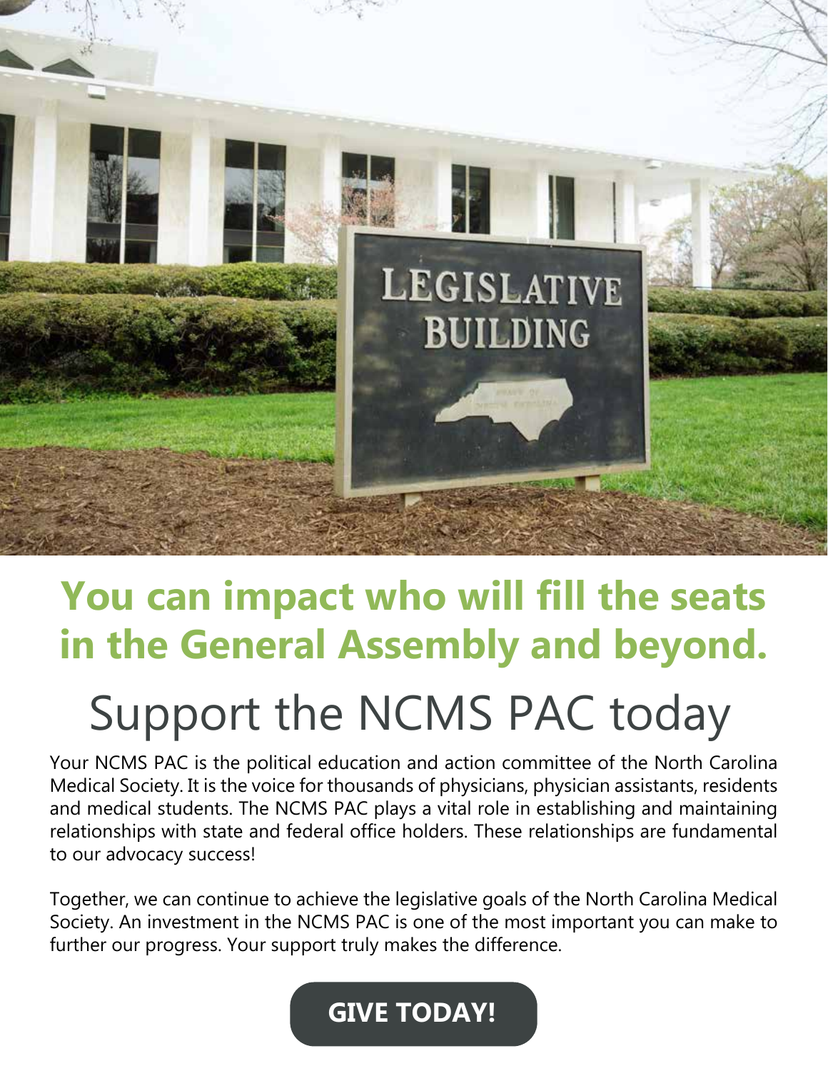## You can impact who will fill the seats in the General Assembly and beyond.

# Support the NCMS PAC today

Your NCMS PAC is the political education and action committee of the North Carolina Medical Society. It is the voice for thousands of physicians, physician assistants, residents and medical students. The NCMS PAC plays a vital role in establishing and maintaining relationships with state and federal office holders. These relationships are fundamental to our advocacy success!

Together, we can continue to achieve the legislative goals of the North Carolina Medical Society. An investment in the NCMS PAC is one of the most important you can make to further our progress. Your support truly makes the difference.

**GIVE TODAY!**